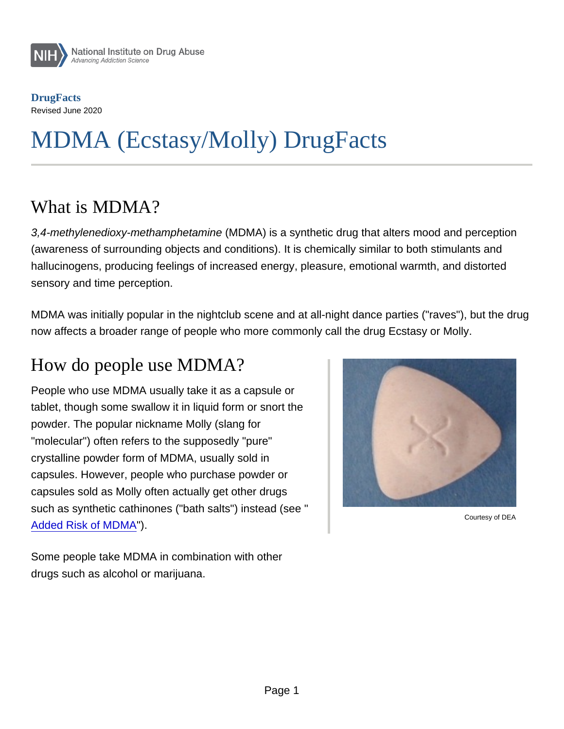DrugFacts

Revised June 2020

# MDMA (Ecstasy/Molly) DrugFacts

## What is MDMA?

*3,4-methylenedioxy-methamphetamine* (MDMA) is a synthetic drug that alters mood and perception (awareness of surrounding objects and conditions). It is chemically similar to both stimulants and hallucinogens, producing feelings of increased energy, pleasure, emotional warmth, and distorted sensory and time perception.

MDMA was initially popular in the nightclub scene and at all-night dance parties ("raves"), but the drug now affects a broader range of people who more commonly call the drug Ecstasy or Molly.

## How do people use MDMA?

People who use MDMA usually take it as a capsule or tablet, though some swallow it in liquid form or snort the powder. The popular nickname Molly (slang for "molecular") often refers to the supposedly "pure" crystalline powder form of MDMA, usually sold in capsules. However, people who purchase powder or capsules sold as Molly often actually get other drugs such as synthetic cathinones ("bath salts") instead (see "Added Risk of MDMA").

Courtesy of DEA

Some people take MDMA in combination with other drugs such as alcohol or marijuana.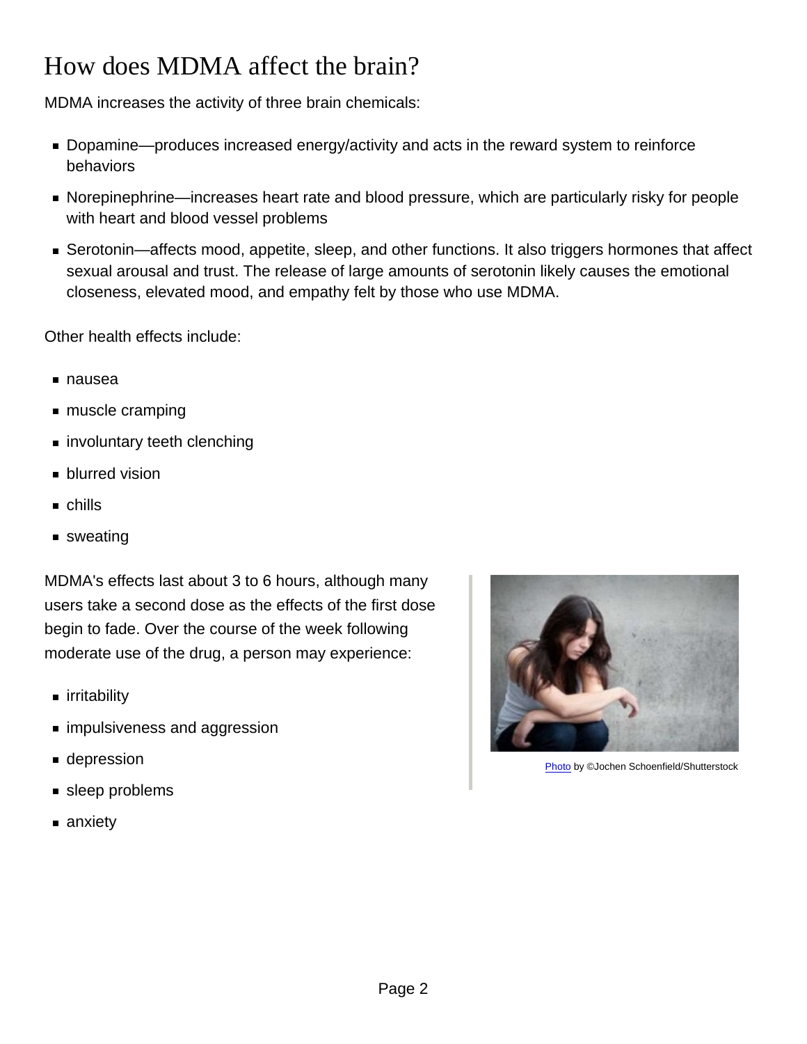# How does MDMA affect the brain?

MDMA increases the activity of three brain chemicals:

- Dopamine—produces increased energy/activity and acts in the reward system to reinforce behaviors
- Norepinephrine—increases heart rate and blood pressure, which are particularly risky for people with heart and blood vessel problems
- Serotonin—affects mood, appetite, sleep, and other functions. It also triggers hormones that affect sexual arousal and trust. The release of large amounts of serotonin likely causes the emotional closeness, elevated mood, and empathy felt by those who use MDMA.

Other health effects include:

- nausea
- muscle cramping
- involuntary teeth clenching
- blurred vision
- chills
- sweating

MDMA's effects last about 3 to 6 hours, although many users take a second dose as the effects of the first dose begin to fade. Over the course of the week following moderate use of the drug, a person may experience:

- irritability
- impulsiveness and aggression
- depression
- sleep problems
- anxiety

Photo by ©Jochen Schoenfield/Shutterstock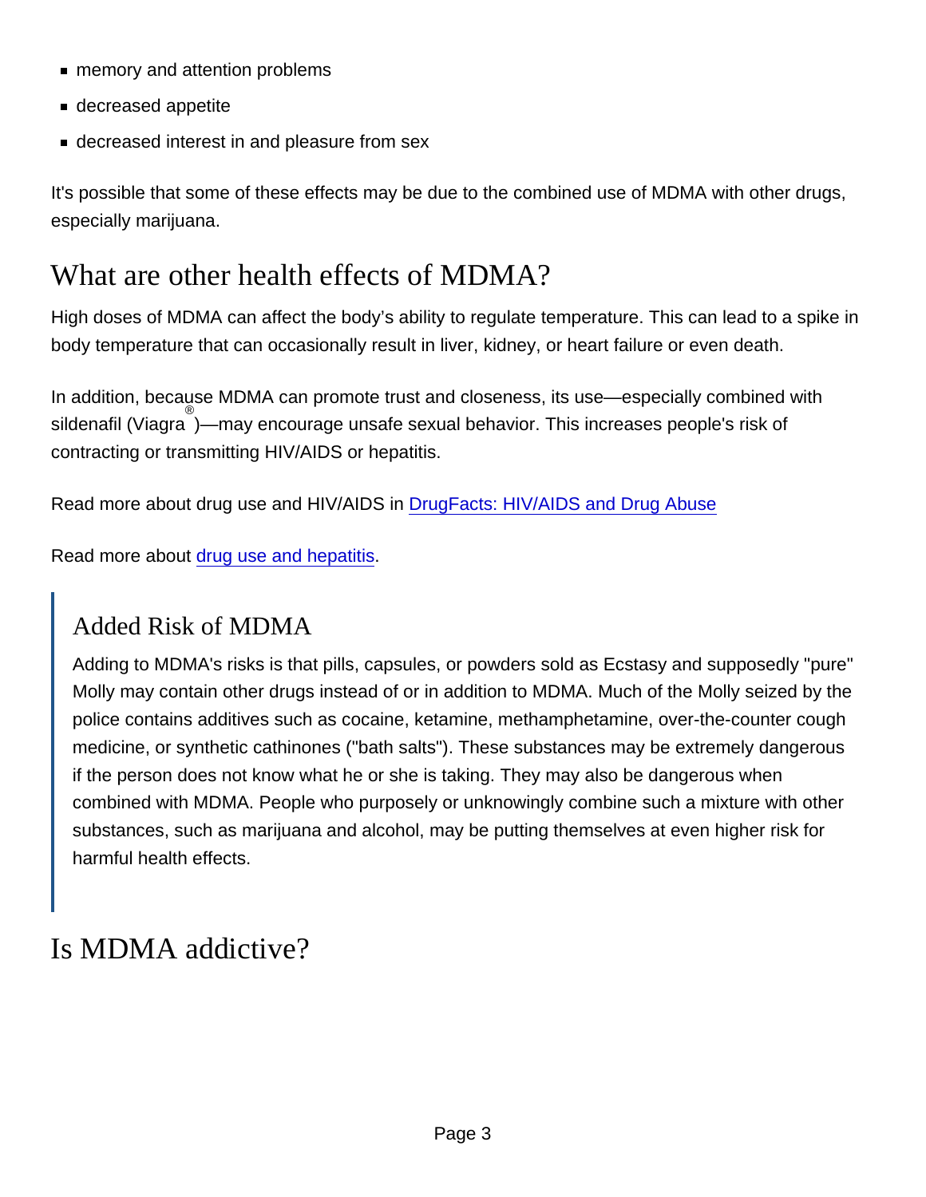- memory and attention problems
- decreased appetite
- decreased interest in and pleasure from sex

It's possible that some of these effects may be due to the combined use of MDMA with other drugs, especially marijuana.

## What are other health effects of MDMA?

High doses of MDMA can affect the body's ability to regulate temperature. This can lead to a spike in body temperature that can occasionally result in liver, kidney, or heart failure or even death.

In addition, because MDMA can promote trust and closeness, its use—especially combined with sildenafil (Viagra®)—may encourage unsafe sexual behavior. This increases people's risk of contracting or transmitting HIV/AIDS or hepatitis.

Read more about drug use and HIV/AIDS in DrugFacts: HIV/AIDS and Drug Abuse

Read more about drug use and hepatitis.

> ### Added Risk of MDMA
>
> Adding to MDMA's risks is that pills, capsules, or powders sold as Ecstasy and supposedly "pure" Molly may contain other drugs instead of or in addition to MDMA. Much of the Molly seized by the police contains additives such as cocaine, ketamine, methamphetamine, over-the-counter cough medicine, or synthetic cathinones ("bath salts"). These substances may be extremely dangerous if the person does not know what he or she is taking. They may also be dangerous when combined with MDMA. People who purposely or unknowingly combine such a mixture with other substances, such as marijuana and alcohol, may be putting themselves at even higher risk for harmful health effects.

## Is MDMA addictive?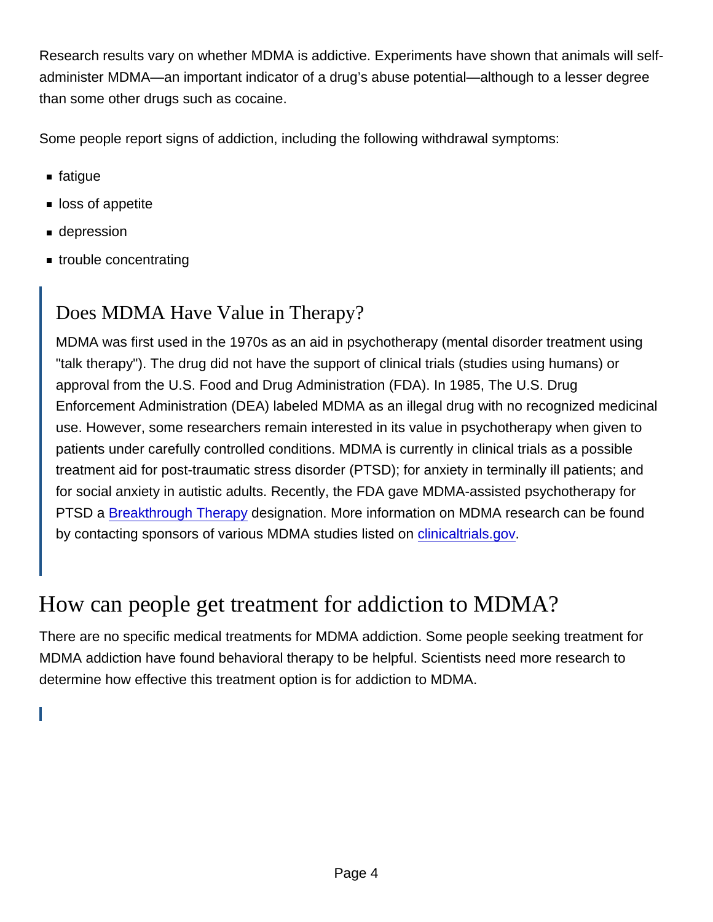Research results vary on whether MDMA is addictive. Experiments have shown that animals will self-administer MDMA—an important indicator of a drug's abuse potential—although to a lesser degree than some other drugs such as cocaine.

Some people report signs of addiction, including the following withdrawal symptoms:

- fatigue
- loss of appetite
- depression
- trouble concentrating

> ### Does MDMA Have Value in Therapy?
>
> MDMA was first used in the 1970s as an aid in psychotherapy (mental disorder treatment using "talk therapy"). The drug did not have the support of clinical trials (studies using humans) or approval from the U.S. Food and Drug Administration (FDA). In 1985, The U.S. Drug Enforcement Administration (DEA) labeled MDMA as an illegal drug with no recognized medicinal use. However, some researchers remain interested in its value in psychotherapy when given to patients under carefully controlled conditions. MDMA is currently in clinical trials as a possible treatment aid for post-traumatic stress disorder (PTSD); for anxiety in terminally ill patients; and for social anxiety in autistic adults. Recently, the FDA gave MDMA-assisted psychotherapy for PTSD a Breakthrough Therapy designation. More information on MDMA research can be found by contacting sponsors of various MDMA studies listed on clinicaltrials.gov.

## How can people get treatment for addiction to MDMA?

There are no specific medical treatments for MDMA addiction. Some people seeking treatment for MDMA addiction have found behavioral therapy to be helpful. Scientists need more research to determine how effective this treatment option is for addiction to MDMA.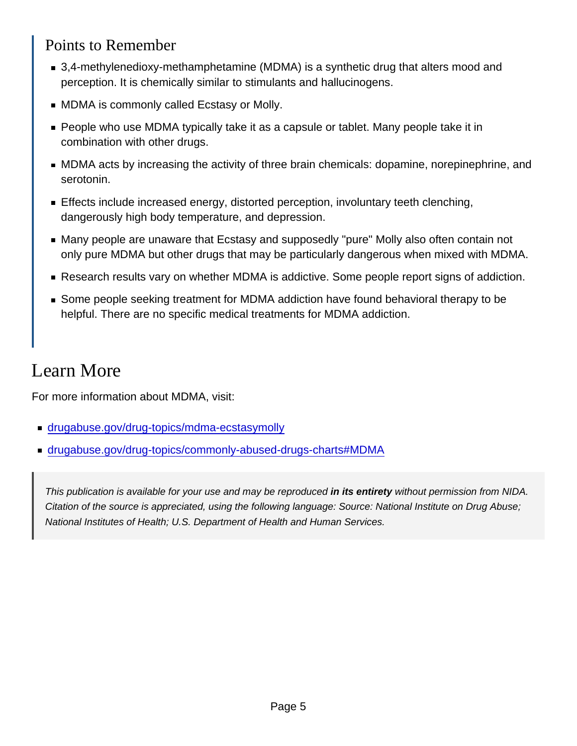## Points to Remember

- 3,4-methylenedioxy-methamphetamine (MDMA) is a synthetic drug that alters mood and perception. It is chemically similar to stimulants and hallucinogens.
- MDMA is commonly called Ecstasy or Molly.
- People who use MDMA typically take it as a capsule or tablet. Many people take it in combination with other drugs.
- MDMA acts by increasing the activity of three brain chemicals: dopamine, norepinephrine, and serotonin.
- Effects include increased energy, distorted perception, involuntary teeth clenching, dangerously high body temperature, and depression.
- Many people are unaware that Ecstasy and supposedly "pure" Molly also often contain not only pure MDMA but other drugs that may be particularly dangerous when mixed with MDMA.
- Research results vary on whether MDMA is addictive. Some people report signs of addiction.
- Some people seeking treatment for MDMA addiction have found behavioral therapy to be helpful. There are no specific medical treatments for MDMA addiction.

# Learn More

For more information about MDMA, visit:

- drugabuse.gov/drug-topics/mdma-ecstasymolly
- drugabuse.gov/drug-topics/commonly-abused-drugs-charts#MDMA

*This publication is available for your use and may be reproduced* ***in its entirety*** *without permission from NIDA. Citation of the source is appreciated, using the following language: Source: National Institute on Drug Abuse; National Institutes of Health; U.S. Department of Health and Human Services.*